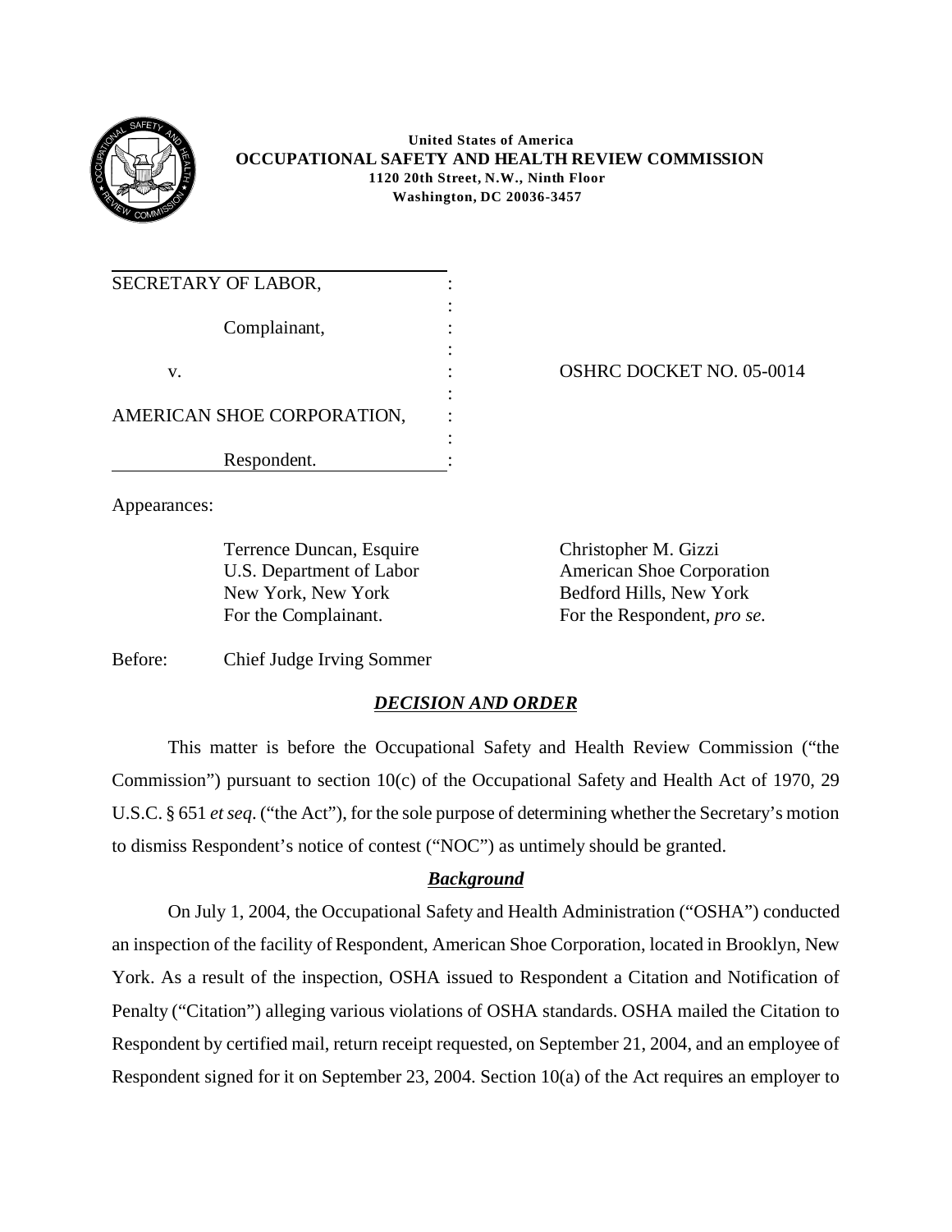**United States of America**
**OCCUPATIONAL SAFETY AND HEALTH REVIEW COMMISSION**
**1120 20th Street, N.W., Ninth Floor**
**Washington, DC 20036-3457**

| | | |
|---|---|---|
| SECRETARY OF LABOR, | : | |
| Complainant, | : | |
| v. | : | OSHRC DOCKET NO. 05-0014 |
| AMERICAN SHOE CORPORATION, | : | |
| Respondent. | : | |

Appearances:

Terrence Duncan, Esquire
U.S. Department of Labor
New York, New York
For the Complainant.

Christopher M. Gizzi
American Shoe Corporation
Bedford Hills, New York
For the Respondent, *pro se.*

Before: Chief Judge Irving Sommer

## ***DECISION AND ORDER***

This matter is before the Occupational Safety and Health Review Commission ("the Commission") pursuant to section 10(c) of the Occupational Safety and Health Act of 1970, 29 U.S.C. § 651 *et seq*. ("the Act"), for the sole purpose of determining whether the Secretary's motion to dismiss Respondent's notice of contest ("NOC") as untimely should be granted.

### ***Background***

On July 1, 2004, the Occupational Safety and Health Administration ("OSHA") conducted an inspection of the facility of Respondent, American Shoe Corporation, located in Brooklyn, New York. As a result of the inspection, OSHA issued to Respondent a Citation and Notification of Penalty ("Citation") alleging various violations of OSHA standards. OSHA mailed the Citation to Respondent by certified mail, return receipt requested, on September 21, 2004, and an employee of Respondent signed for it on September 23, 2004. Section 10(a) of the Act requires an employer to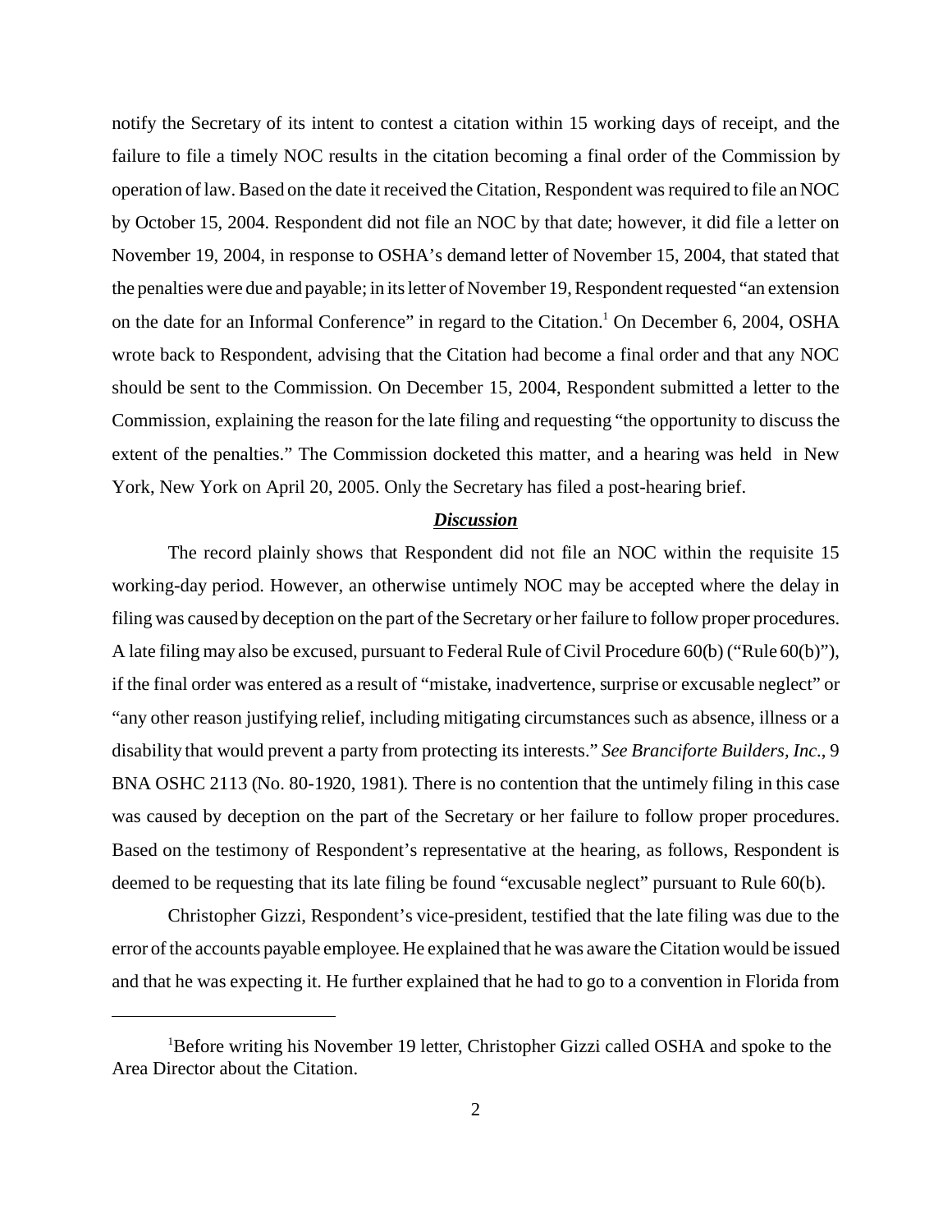notify the Secretary of its intent to contest a citation within 15 working days of receipt, and the failure to file a timely NOC results in the citation becoming a final order of the Commission by operation of law. Based on the date it received the Citation, Respondent was required to file an NOC by October 15, 2004. Respondent did not file an NOC by that date; however, it did file a letter on November 19, 2004, in response to OSHA's demand letter of November 15, 2004, that stated that the penalties were due and payable; in its letter of November 19, Respondent requested "an extension on the date for an Informal Conference" in regard to the Citation.[1] On December 6, 2004, OSHA wrote back to Respondent, advising that the Citation had become a final order and that any NOC should be sent to the Commission. On December 15, 2004, Respondent submitted a letter to the Commission, explaining the reason for the late filing and requesting "the opportunity to discuss the extent of the penalties." The Commission docketed this matter, and a hearing was held in New York, New York on April 20, 2005. Only the Secretary has filed a post-hearing brief.

## ***Discussion***

The record plainly shows that Respondent did not file an NOC within the requisite 15 working-day period. However, an otherwise untimely NOC may be accepted where the delay in filing was caused by deception on the part of the Secretary or her failure to follow proper procedures. A late filing may also be excused, pursuant to Federal Rule of Civil Procedure 60(b) ("Rule 60(b)"), if the final order was entered as a result of "mistake, inadvertence, surprise or excusable neglect" or "any other reason justifying relief, including mitigating circumstances such as absence, illness or a disability that would prevent a party from protecting its interests." *See Branciforte Builders, Inc.*, 9 BNA OSHC 2113 (No. 80-1920, 1981). There is no contention that the untimely filing in this case was caused by deception on the part of the Secretary or her failure to follow proper procedures. Based on the testimony of Respondent's representative at the hearing, as follows, Respondent is deemed to be requesting that its late filing be found "excusable neglect" pursuant to Rule 60(b).

Christopher Gizzi, Respondent's vice-president, testified that the late filing was due to the error of the accounts payable employee. He explained that he was aware the Citation would be issued and that he was expecting it. He further explained that he had to go to a convention in Florida from

[1] Before writing his November 19 letter, Christopher Gizzi called OSHA and spoke to the Area Director about the Citation.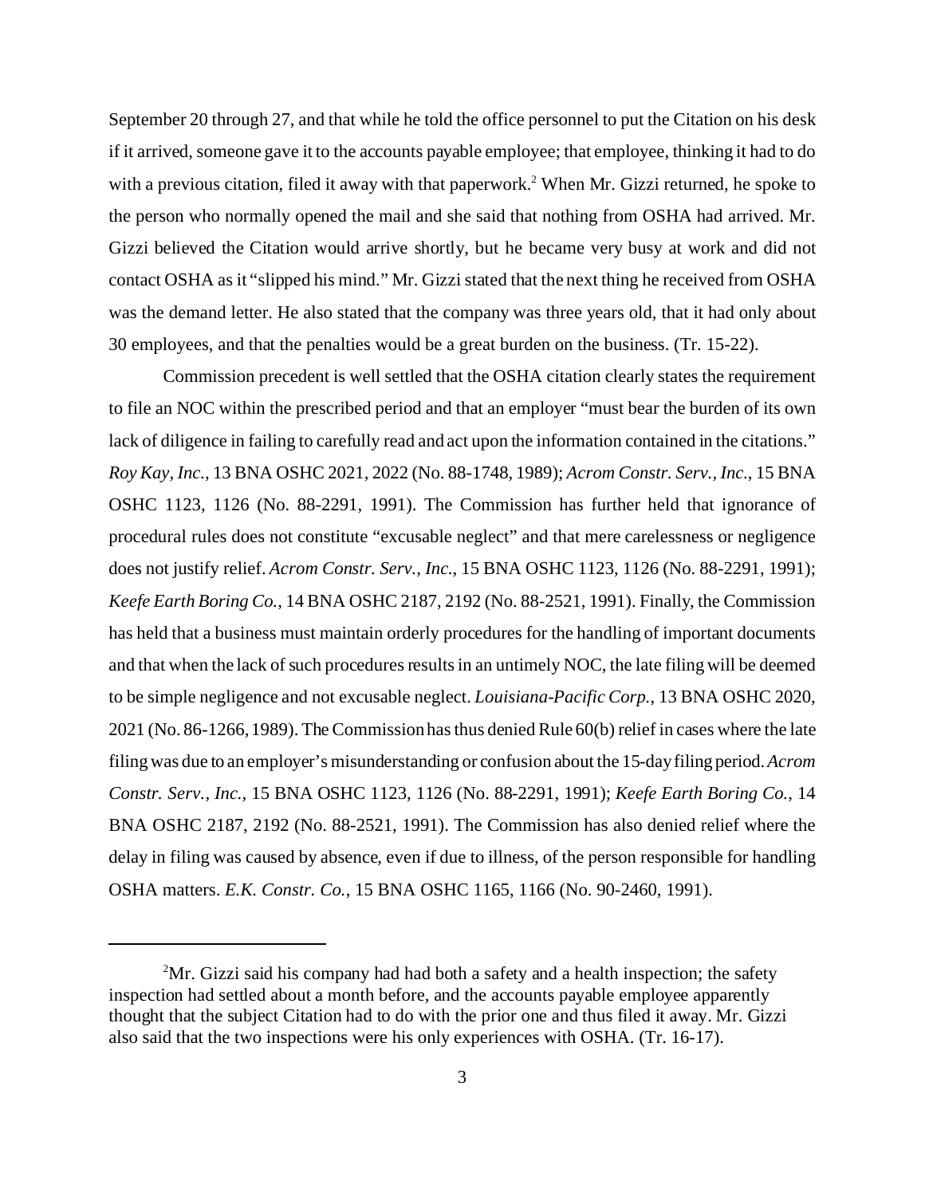September 20 through 27, and that while he told the office personnel to put the Citation on his desk if it arrived, someone gave it to the accounts payable employee; that employee, thinking it had to do with a previous citation, filed it away with that paperwork.[2] When Mr. Gizzi returned, he spoke to the person who normally opened the mail and she said that nothing from OSHA had arrived. Mr. Gizzi believed the Citation would arrive shortly, but he became very busy at work and did not contact OSHA as it "slipped his mind." Mr. Gizzi stated that the next thing he received from OSHA was the demand letter. He also stated that the company was three years old, that it had only about 30 employees, and that the penalties would be a great burden on the business. (Tr. 15-22).

Commission precedent is well settled that the OSHA citation clearly states the requirement to file an NOC within the prescribed period and that an employer "must bear the burden of its own lack of diligence in failing to carefully read and act upon the information contained in the citations." *Roy Kay, Inc.*, 13 BNA OSHC 2021, 2022 (No. 88-1748, 1989); *Acrom Constr. Serv., Inc.*, 15 BNA OSHC 1123, 1126 (No. 88-2291, 1991). The Commission has further held that ignorance of procedural rules does not constitute "excusable neglect" and that mere carelessness or negligence does not justify relief. *Acrom Constr. Serv., Inc.*, 15 BNA OSHC 1123, 1126 (No. 88-2291, 1991); *Keefe Earth Boring Co.*, 14 BNA OSHC 2187, 2192 (No. 88-2521, 1991). Finally, the Commission has held that a business must maintain orderly procedures for the handling of important documents and that when the lack of such procedures results in an untimely NOC, the late filing will be deemed to be simple negligence and not excusable neglect. *Louisiana-Pacific Corp.*, 13 BNA OSHC 2020, 2021 (No. 86-1266, 1989). The Commission has thus denied Rule 60(b) relief in cases where the late filing was due to an employer's misunderstanding or confusion about the 15-day filing period. *Acrom Constr. Serv., Inc.*, 15 BNA OSHC 1123, 1126 (No. 88-2291, 1991); *Keefe Earth Boring Co.*, 14 BNA OSHC 2187, 2192 (No. 88-2521, 1991). The Commission has also denied relief where the delay in filing was caused by absence, even if due to illness, of the person responsible for handling OSHA matters. *E.K. Constr. Co.*, 15 BNA OSHC 1165, 1166 (No. 90-2460, 1991).

---

[2] Mr. Gizzi said his company had had both a safety and a health inspection; the safety inspection had settled about a month before, and the accounts payable employee apparently thought that the subject Citation had to do with the prior one and thus filed it away. Mr. Gizzi also said that the two inspections were his only experiences with OSHA. (Tr. 16-17).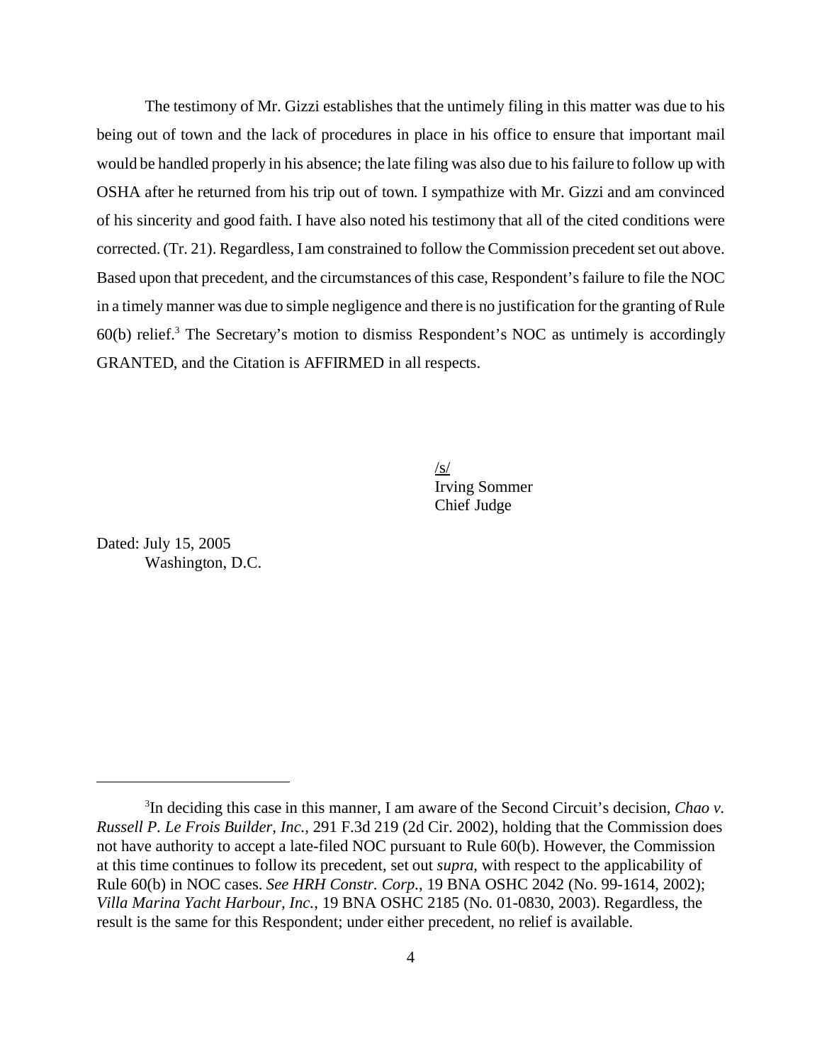The testimony of Mr. Gizzi establishes that the untimely filing in this matter was due to his being out of town and the lack of procedures in place in his office to ensure that important mail would be handled properly in his absence; the late filing was also due to his failure to follow up with OSHA after he returned from his trip out of town. I sympathize with Mr. Gizzi and am convinced of his sincerity and good faith. I have also noted his testimony that all of the cited conditions were corrected. (Tr. 21). Regardless, I am constrained to follow the Commission precedent set out above. Based upon that precedent, and the circumstances of this case, Respondent's failure to file the NOC in a timely manner was due to simple negligence and there is no justification for the granting of Rule 60(b) relief.[3] The Secretary's motion to dismiss Respondent's NOC as untimely is accordingly GRANTED, and the Citation is AFFIRMED in all respects.

/s/
Irving Sommer
Chief Judge

Dated: July 15, 2005
Washington, D.C.

---

[3]In deciding this case in this manner, I am aware of the Second Circuit's decision, *Chao v. Russell P. Le Frois Builder, Inc.*, 291 F.3d 219 (2d Cir. 2002), holding that the Commission does not have authority to accept a late-filed NOC pursuant to Rule 60(b). However, the Commission at this time continues to follow its precedent, set out *supra*, with respect to the applicability of Rule 60(b) in NOC cases. *See HRH Constr. Corp.*, 19 BNA OSHC 2042 (No. 99-1614, 2002); *Villa Marina Yacht Harbour, Inc.*, 19 BNA OSHC 2185 (No. 01-0830, 2003). Regardless, the result is the same for this Respondent; under either precedent, no relief is available.